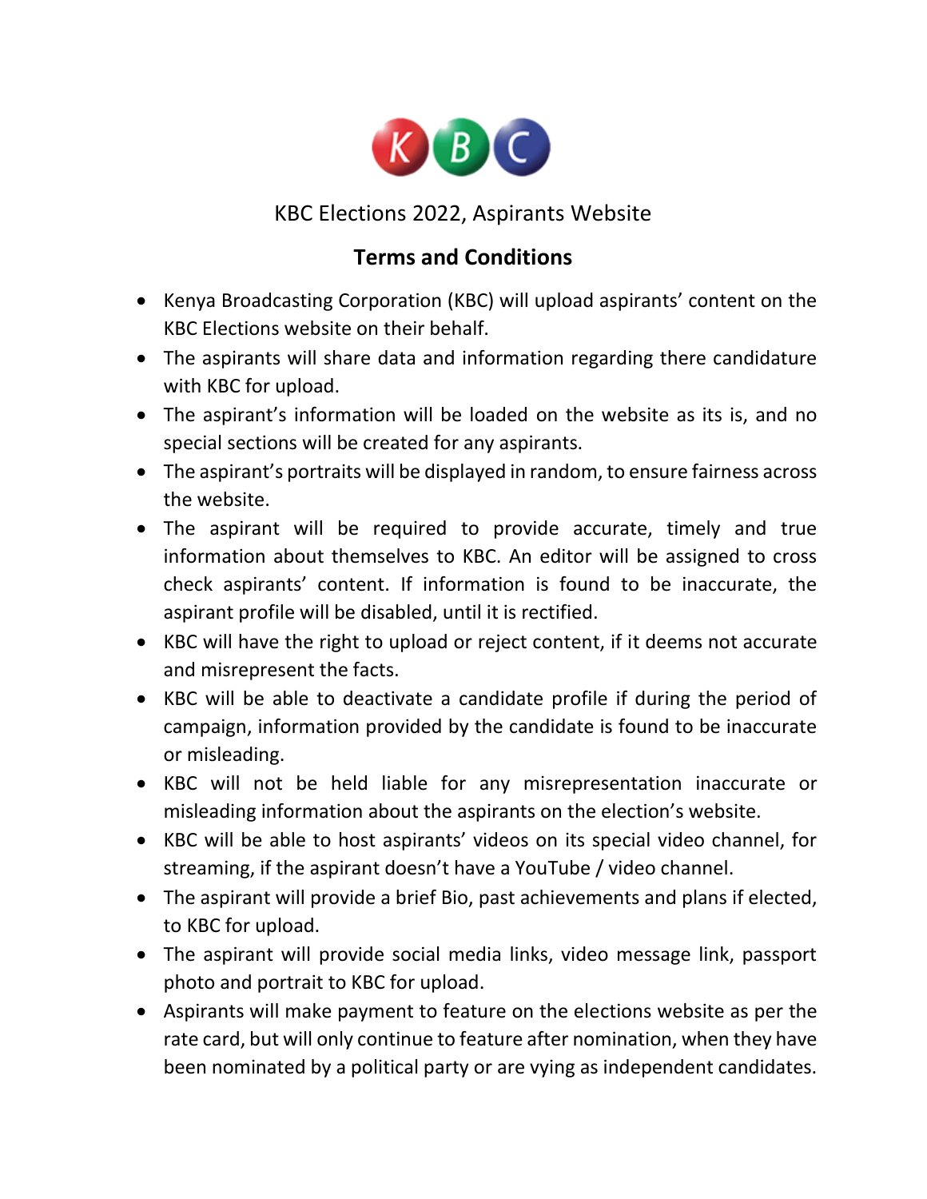KBC

KBC Elections 2022, Aspirants Website

## Terms and Conditions

- Kenya Broadcasting Corporation (KBC) will upload aspirants' content on the KBC Elections website on their behalf.
- The aspirants will share data and information regarding there candidature with KBC for upload.
- The aspirant's information will be loaded on the website as its is, and no special sections will be created for any aspirants.
- The aspirant's portraits will be displayed in random, to ensure fairness across the website.
- The aspirant will be required to provide accurate, timely and true information about themselves to KBC. An editor will be assigned to cross check aspirants' content. If information is found to be inaccurate, the aspirant profile will be disabled, until it is rectified.
- KBC will have the right to upload or reject content, if it deems not accurate and misrepresent the facts.
- KBC will be able to deactivate a candidate profile if during the period of campaign, information provided by the candidate is found to be inaccurate or misleading.
- KBC will not be held liable for any misrepresentation inaccurate or misleading information about the aspirants on the election's website.
- KBC will be able to host aspirants' videos on its special video channel, for streaming, if the aspirant doesn't have a YouTube / video channel.
- The aspirant will provide a brief Bio, past achievements and plans if elected, to KBC for upload.
- The aspirant will provide social media links, video message link, passport photo and portrait to KBC for upload.
- Aspirants will make payment to feature on the elections website as per the rate card, but will only continue to feature after nomination, when they have been nominated by a political party or are vying as independent candidates.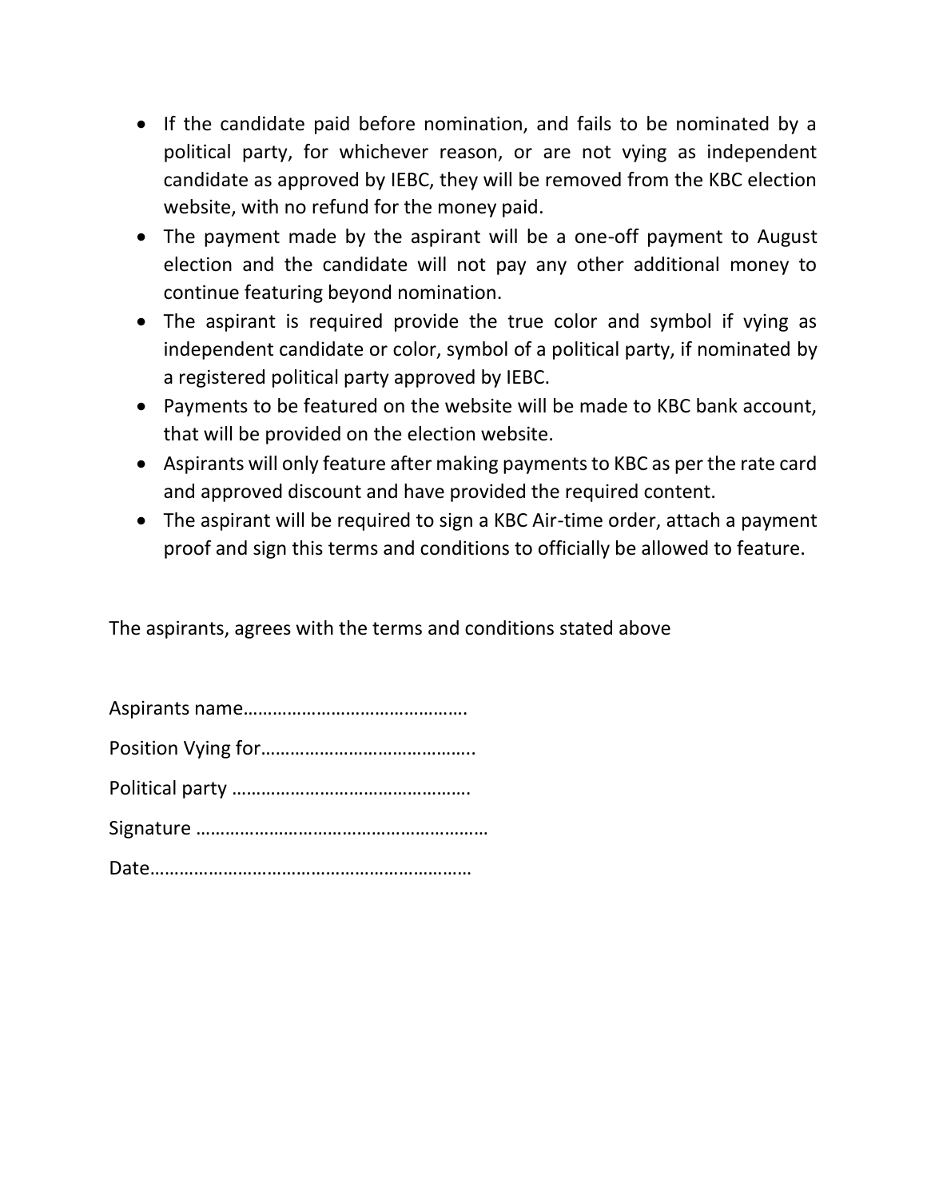- If the candidate paid before nomination, and fails to be nominated by a political party, for whichever reason, or are not vying as independent candidate as approved by IEBC, they will be removed from the KBC election website, with no refund for the money paid.
- The payment made by the aspirant will be a one-off payment to August election and the candidate will not pay any other additional money to continue featuring beyond nomination.
- The aspirant is required provide the true color and symbol if vying as independent candidate or color, symbol of a political party, if nominated by a registered political party approved by IEBC.
- Payments to be featured on the website will be made to KBC bank account, that will be provided on the election website.
- Aspirants will only feature after making payments to KBC as per the rate card and approved discount and have provided the required content.
- The aspirant will be required to sign a KBC Air-time order, attach a payment proof and sign this terms and conditions to officially be allowed to feature.

The aspirants, agrees with the terms and conditions stated above

Aspirants name……………………………………….

Position Vying for……………………………………..

Political party ………………………………………….

Signature ……………………………………………………

Date…………………………………………………………